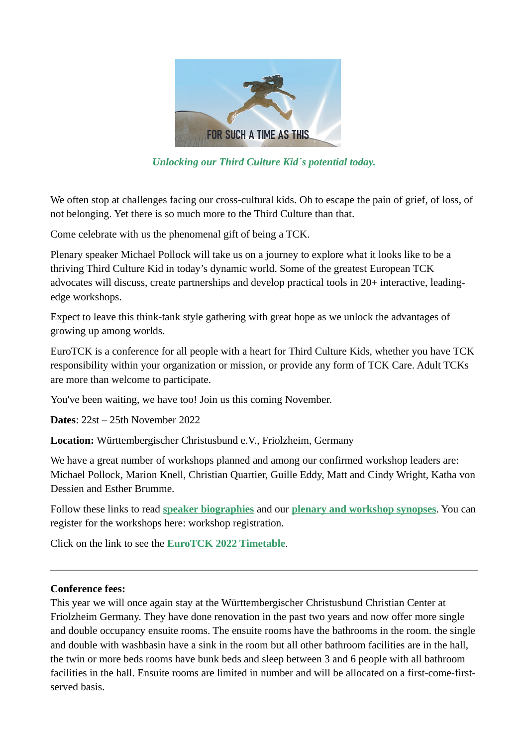FOR SUCH A TIME AS THIS

*Unlocking our Third Culture Kid´s potential today.*

We often stop at challenges facing our cross-cultural kids. Oh to escape the pain of grief, of loss, of not belonging. Yet there is so much more to the Third Culture than that.

Come celebrate with us the phenomenal gift of being a TCK.

Plenary speaker Michael Pollock will take us on a journey to explore what it looks like to be a thriving Third Culture Kid in today's dynamic world. Some of the greatest European TCK advocates will discuss, create partnerships and develop practical tools in 20+ interactive, leading-edge workshops.

Expect to leave this think-tank style gathering with great hope as we unlock the advantages of growing up among worlds.

EuroTCK is a conference for all people with a heart for Third Culture Kids, whether you have TCK responsibility within your organization or mission, or provide any form of TCK Care. Adult TCKs are more than welcome to participate.

You've been waiting, we have too! Join us this coming November.

**Dates**: 22st – 25th November 2022

**Location:** Württembergischer Christusbund e.V., Friolzheim, Germany

We have a great number of workshops planned and among our confirmed workshop leaders are: Michael Pollock, Marion Knell, Christian Quartier, Guille Eddy, Matt and Cindy Wright, Katha von Dessien and Esther Brumme.

Follow these links to read **speaker biographies** and our **plenary and workshop synopses**. You can register for the workshops here: workshop registration.

Click on the link to see the **EuroTCK 2022 Timetable**.

---

**Conference fees:**
This year we will once again stay at the Württembergischer Christusbund Christian Center at Friolzheim Germany. They have done renovation in the past two years and now offer more single and double occupancy ensuite rooms. The ensuite rooms have the bathrooms in the room. the single and double with washbasin have a sink in the room but all other bathroom facilities are in the hall, the twin or more beds rooms have bunk beds and sleep between 3 and 6 people with all bathroom facilities in the hall. Ensuite rooms are limited in number and will be allocated on a first-come-first-served basis.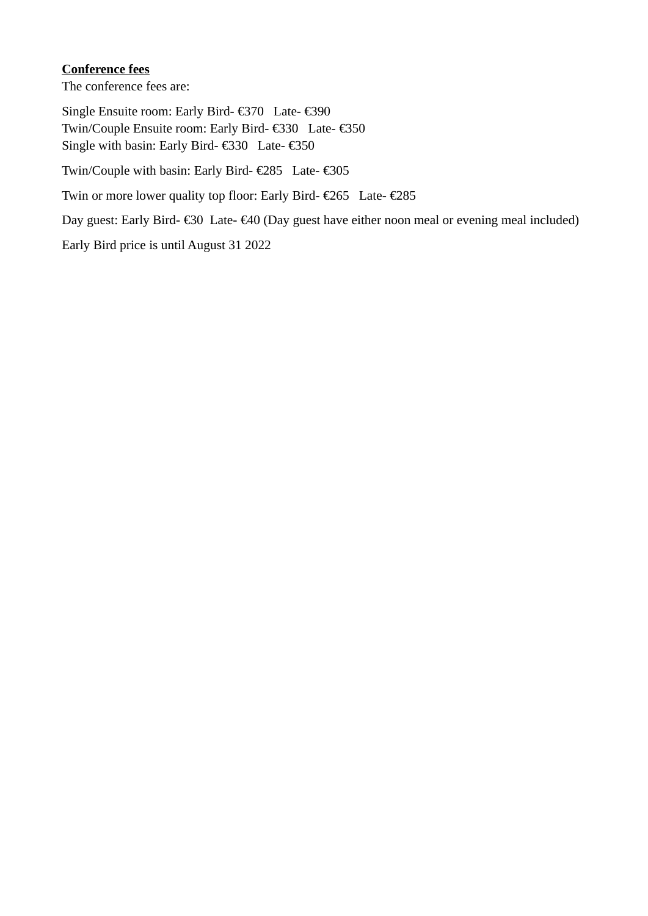**Conference fees**

The conference fees are:

Single Ensuite room: Early Bird- €370   Late- €390
Twin/Couple Ensuite room: Early Bird- €330   Late- €350
Single with basin: Early Bird- €330   Late- €350

Twin/Couple with basin: Early Bird- €285   Late- €305

Twin or more lower quality top floor: Early Bird- €265   Late- €285

Day guest: Early Bird- €30  Late- €40 (Day guest have either noon meal or evening meal included)

Early Bird price is until August 31 2022